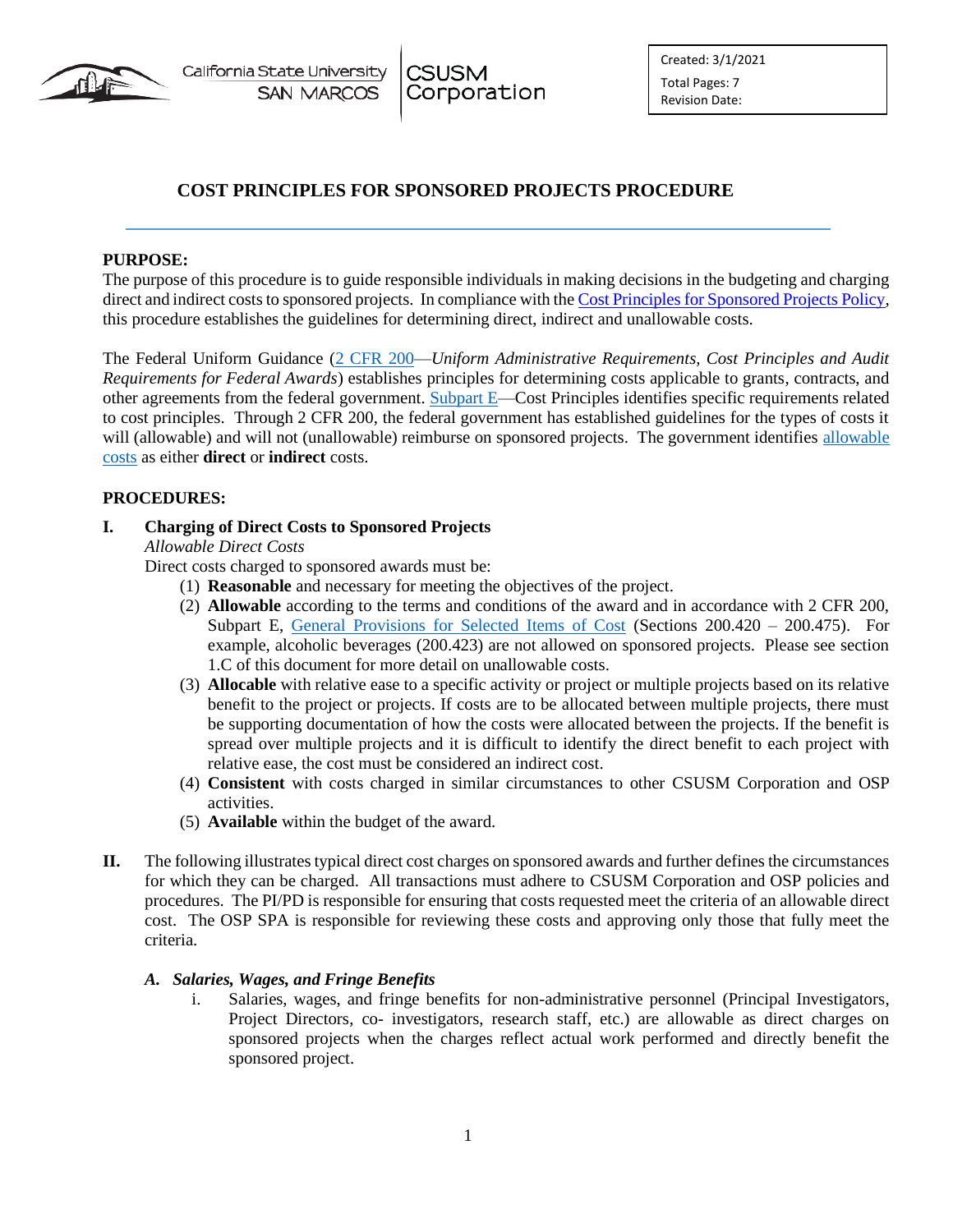California State University SAN MARCOS | CSUSM Corporation

Created: 3/1/2021
Total Pages: 7
Revision Date:

# COST PRINCIPLES FOR SPONSORED PROJECTS PROCEDURE

**PURPOSE:**

The purpose of this procedure is to guide responsible individuals in making decisions in the budgeting and charging direct and indirect costs to sponsored projects. In compliance with the Cost Principles for Sponsored Projects Policy, this procedure establishes the guidelines for determining direct, indirect and unallowable costs.

The Federal Uniform Guidance (2 CFR 200—*Uniform Administrative Requirements, Cost Principles and Audit Requirements for Federal Awards*) establishes principles for determining costs applicable to grants, contracts, and other agreements from the federal government. Subpart E—Cost Principles identifies specific requirements related to cost principles. Through 2 CFR 200, the federal government has established guidelines for the types of costs it will (allowable) and will not (unallowable) reimburse on sponsored projects. The government identifies allowable costs as either **direct** or **indirect** costs.

**PROCEDURES:**

**I. Charging of Direct Costs to Sponsored Projects**

*Allowable Direct Costs*

Direct costs charged to sponsored awards must be:

(1) **Reasonable** and necessary for meeting the objectives of the project.
(2) **Allowable** according to the terms and conditions of the award and in accordance with 2 CFR 200, Subpart E, General Provisions for Selected Items of Cost (Sections 200.420 – 200.475). For example, alcoholic beverages (200.423) are not allowed on sponsored projects. Please see section 1.C of this document for more detail on unallowable costs.
(3) **Allocable** with relative ease to a specific activity or project or multiple projects based on its relative benefit to the project or projects. If costs are to be allocated between multiple projects, there must be supporting documentation of how the costs were allocated between the projects. If the benefit is spread over multiple projects and it is difficult to identify the direct benefit to each project with relative ease, the cost must be considered an indirect cost.
(4) **Consistent** with costs charged in similar circumstances to other CSUSM Corporation and OSP activities.
(5) **Available** within the budget of the award.

**II.** The following illustrates typical direct cost charges on sponsored awards and further defines the circumstances for which they can be charged. All transactions must adhere to CSUSM Corporation and OSP policies and procedures. The PI/PD is responsible for ensuring that costs requested meet the criteria of an allowable direct cost. The OSP SPA is responsible for reviewing these costs and approving only those that fully meet the criteria.

***A. Salaries, Wages, and Fringe Benefits***

i. Salaries, wages, and fringe benefits for non-administrative personnel (Principal Investigators, Project Directors, co- investigators, research staff, etc.) are allowable as direct charges on sponsored projects when the charges reflect actual work performed and directly benefit the sponsored project.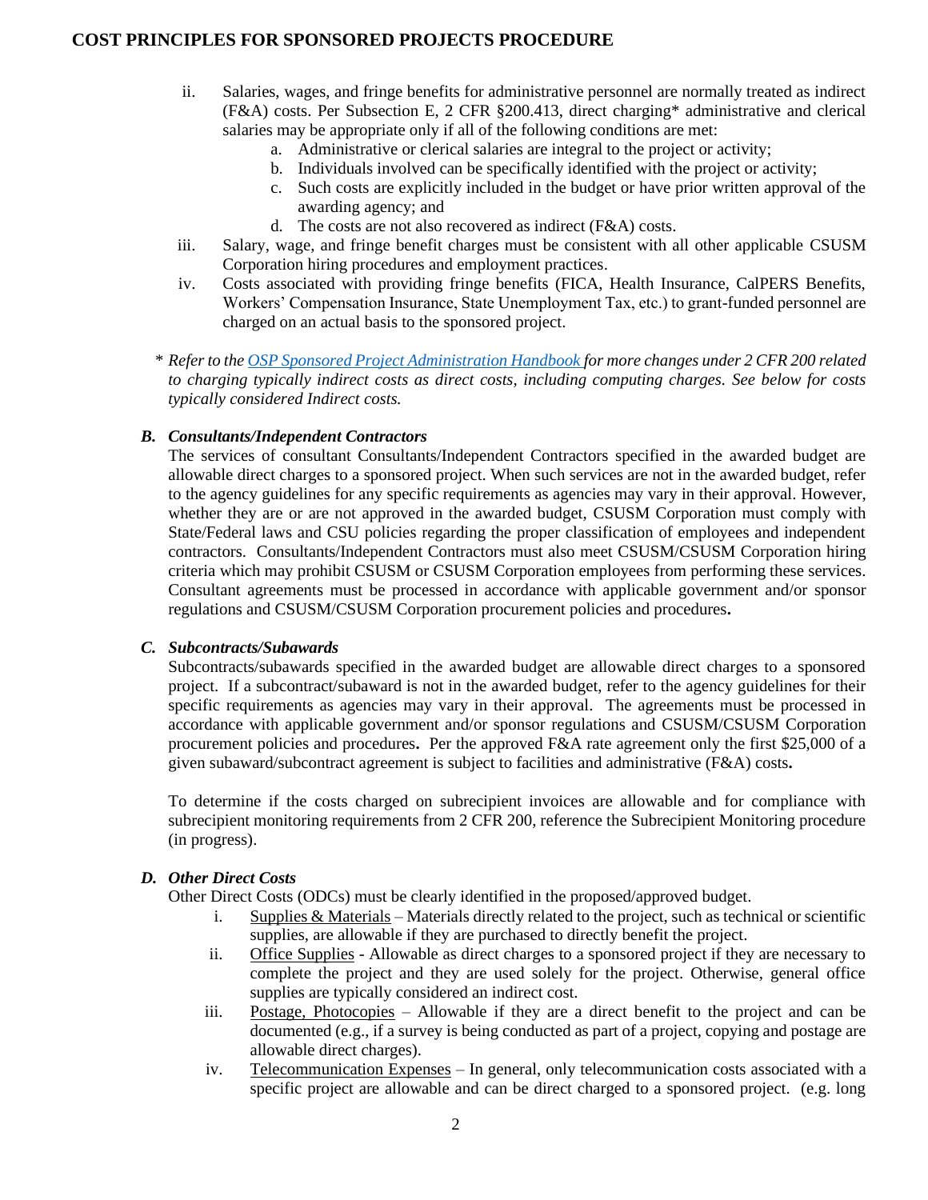ii. Salaries, wages, and fringe benefits for administrative personnel are normally treated as indirect (F&A) costs. Per Subsection E, 2 CFR §200.413, direct charging* administrative and clerical salaries may be appropriate only if all of the following conditions are met:
   a. Administrative or clerical salaries are integral to the project or activity;
   b. Individuals involved can be specifically identified with the project or activity;
   c. Such costs are explicitly included in the budget or have prior written approval of the awarding agency; and
   d. The costs are not also recovered as indirect (F&A) costs.

iii. Salary, wage, and fringe benefit charges must be consistent with all other applicable CSUSM Corporation hiring procedures and employment practices.

iv. Costs associated with providing fringe benefits (FICA, Health Insurance, CalPERS Benefits, Workers' Compensation Insurance, State Unemployment Tax, etc.) to grant-funded personnel are charged on an actual basis to the sponsored project.

\* *Refer to the OSP Sponsored Project Administration Handbook for more changes under 2 CFR 200 related to charging typically indirect costs as direct costs, including computing charges. See below for costs typically considered Indirect costs.*

### B. *Consultants/Independent Contractors*

The services of consultant Consultants/Independent Contractors specified in the awarded budget are allowable direct charges to a sponsored project. When such services are not in the awarded budget, refer to the agency guidelines for any specific requirements as agencies may vary in their approval. However, whether they are or are not approved in the awarded budget, CSUSM Corporation must comply with State/Federal laws and CSU policies regarding the proper classification of employees and independent contractors. Consultants/Independent Contractors must also meet CSUSM/CSUSM Corporation hiring criteria which may prohibit CSUSM or CSUSM Corporation employees from performing these services. Consultant agreements must be processed in accordance with applicable government and/or sponsor regulations and CSUSM/CSUSM Corporation procurement policies and procedures**.**

### C. *Subcontracts/Subawards*

Subcontracts/subawards specified in the awarded budget are allowable direct charges to a sponsored project. If a subcontract/subaward is not in the awarded budget, refer to the agency guidelines for their specific requirements as agencies may vary in their approval. The agreements must be processed in accordance with applicable government and/or sponsor regulations and CSUSM/CSUSM Corporation procurement policies and procedures**.** Per the approved F&A rate agreement only the first $25,000 of a given subaward/subcontract agreement is subject to facilities and administrative (F&A) costs**.**

To determine if the costs charged on subrecipient invoices are allowable and for compliance with subrecipient monitoring requirements from 2 CFR 200, reference the Subrecipient Monitoring procedure (in progress).

### D. *Other Direct Costs*

Other Direct Costs (ODCs) must be clearly identified in the proposed/approved budget.

i. Supplies & Materials – Materials directly related to the project, such as technical or scientific supplies, are allowable if they are purchased to directly benefit the project.

ii. Office Supplies - Allowable as direct charges to a sponsored project if they are necessary to complete the project and they are used solely for the project. Otherwise, general office supplies are typically considered an indirect cost.

iii. Postage, Photocopies – Allowable if they are a direct benefit to the project and can be documented (e.g., if a survey is being conducted as part of a project, copying and postage are allowable direct charges).

iv. Telecommunication Expenses – In general, only telecommunication costs associated with a specific project are allowable and can be direct charged to a sponsored project. (e.g. long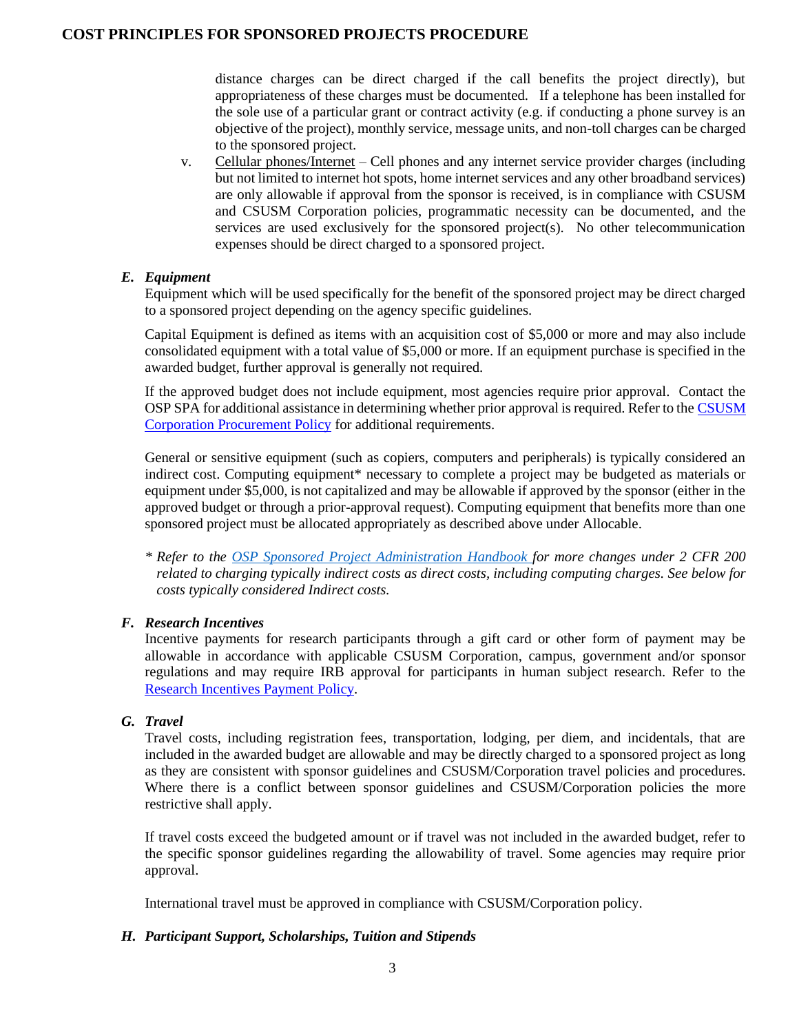distance charges can be direct charged if the call benefits the project directly), but appropriateness of these charges must be documented. If a telephone has been installed for the sole use of a particular grant or contract activity (e.g. if conducting a phone survey is an objective of the project), monthly service, message units, and non-toll charges can be charged to the sponsored project.

v. Cellular phones/Internet – Cell phones and any internet service provider charges (including but not limited to internet hot spots, home internet services and any other broadband services) are only allowable if approval from the sponsor is received, is in compliance with CSUSM and CSUSM Corporation policies, programmatic necessity can be documented, and the services are used exclusively for the sponsored project(s). No other telecommunication expenses should be direct charged to a sponsored project.

### *E. Equipment*

Equipment which will be used specifically for the benefit of the sponsored project may be direct charged to a sponsored project depending on the agency specific guidelines.

Capital Equipment is defined as items with an acquisition cost of $5,000 or more and may also include consolidated equipment with a total value of $5,000 or more. If an equipment purchase is specified in the awarded budget, further approval is generally not required.

If the approved budget does not include equipment, most agencies require prior approval. Contact the OSP SPA for additional assistance in determining whether prior approval is required. Refer to the CSUSM Corporation Procurement Policy for additional requirements.

General or sensitive equipment (such as copiers, computers and peripherals) is typically considered an indirect cost. Computing equipment* necessary to complete a project may be budgeted as materials or equipment under $5,000, is not capitalized and may be allowable if approved by the sponsor (either in the approved budget or through a prior-approval request). Computing equipment that benefits more than one sponsored project must be allocated appropriately as described above under Allocable.

*\* Refer to the OSP Sponsored Project Administration Handbook for more changes under 2 CFR 200 related to charging typically indirect costs as direct costs, including computing charges. See below for costs typically considered Indirect costs.*

### *F. Research Incentives*

Incentive payments for research participants through a gift card or other form of payment may be allowable in accordance with applicable CSUSM Corporation, campus, government and/or sponsor regulations and may require IRB approval for participants in human subject research. Refer to the Research Incentives Payment Policy.

### *G. Travel*

Travel costs, including registration fees, transportation, lodging, per diem, and incidentals, that are included in the awarded budget are allowable and may be directly charged to a sponsored project as long as they are consistent with sponsor guidelines and CSUSM/Corporation travel policies and procedures. Where there is a conflict between sponsor guidelines and CSUSM/Corporation policies the more restrictive shall apply.

If travel costs exceed the budgeted amount or if travel was not included in the awarded budget, refer to the specific sponsor guidelines regarding the allowability of travel. Some agencies may require prior approval.

International travel must be approved in compliance with CSUSM/Corporation policy.

### *H. Participant Support, Scholarships, Tuition and Stipends*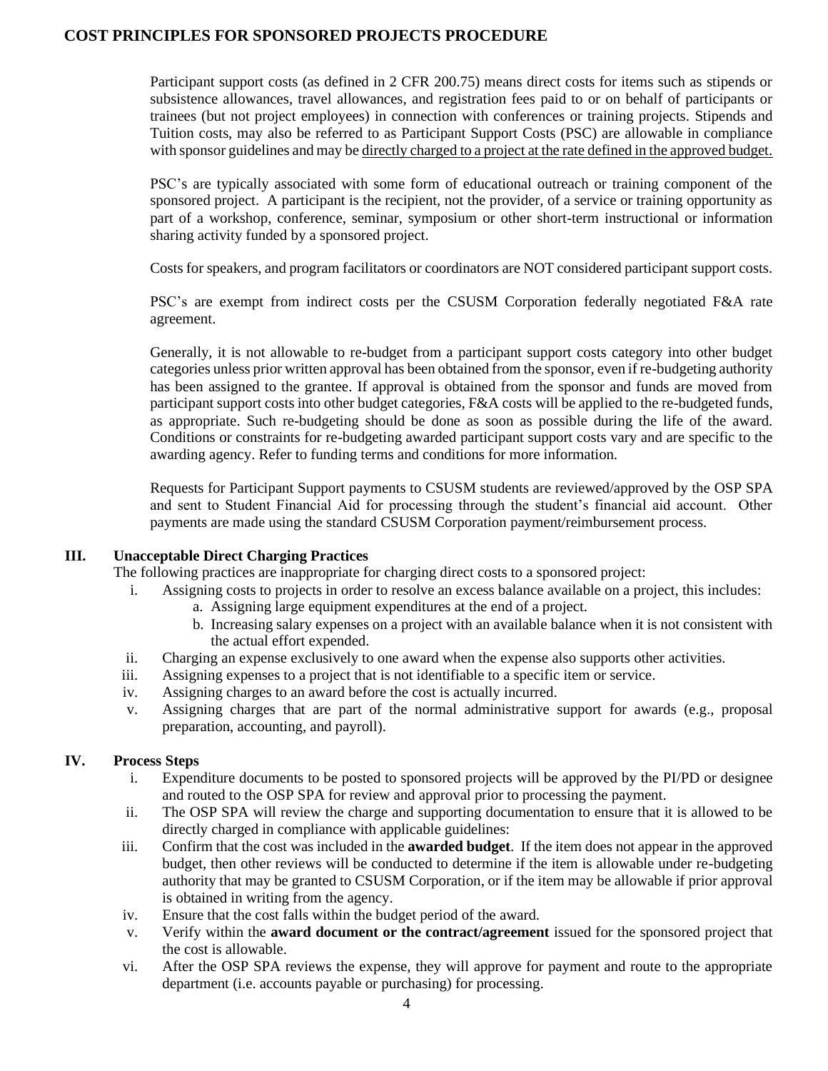Participant support costs (as defined in 2 CFR 200.75) means direct costs for items such as stipends or subsistence allowances, travel allowances, and registration fees paid to or on behalf of participants or trainees (but not project employees) in connection with conferences or training projects. Stipends and Tuition costs, may also be referred to as Participant Support Costs (PSC) are allowable in compliance with sponsor guidelines and may be <u>directly charged to a project at the rate defined in the approved budget.</u>

PSC's are typically associated with some form of educational outreach or training component of the sponsored project. A participant is the recipient, not the provider, of a service or training opportunity as part of a workshop, conference, seminar, symposium or other short-term instructional or information sharing activity funded by a sponsored project.

Costs for speakers, and program facilitators or coordinators are NOT considered participant support costs.

PSC's are exempt from indirect costs per the CSUSM Corporation federally negotiated F&A rate agreement.

Generally, it is not allowable to re-budget from a participant support costs category into other budget categories unless prior written approval has been obtained from the sponsor, even if re-budgeting authority has been assigned to the grantee. If approval is obtained from the sponsor and funds are moved from participant support costs into other budget categories, F&A costs will be applied to the re-budgeted funds, as appropriate. Such re-budgeting should be done as soon as possible during the life of the award. Conditions or constraints for re-budgeting awarded participant support costs vary and are specific to the awarding agency. Refer to funding terms and conditions for more information.

Requests for Participant Support payments to CSUSM students are reviewed/approved by the OSP SPA and sent to Student Financial Aid for processing through the student's financial aid account. Other payments are made using the standard CSUSM Corporation payment/reimbursement process.

## III. Unacceptable Direct Charging Practices

The following practices are inappropriate for charging direct costs to a sponsored project:

- i. Assigning costs to projects in order to resolve an excess balance available on a project, this includes:
  - a. Assigning large equipment expenditures at the end of a project.
  - b. Increasing salary expenses on a project with an available balance when it is not consistent with the actual effort expended.
- ii. Charging an expense exclusively to one award when the expense also supports other activities.
- iii. Assigning expenses to a project that is not identifiable to a specific item or service.
- iv. Assigning charges to an award before the cost is actually incurred.
- v. Assigning charges that are part of the normal administrative support for awards (e.g., proposal preparation, accounting, and payroll).

## IV. Process Steps

- i. Expenditure documents to be posted to sponsored projects will be approved by the PI/PD or designee and routed to the OSP SPA for review and approval prior to processing the payment.
- ii. The OSP SPA will review the charge and supporting documentation to ensure that it is allowed to be directly charged in compliance with applicable guidelines:
- iii. Confirm that the cost was included in the **awarded budget**. If the item does not appear in the approved budget, then other reviews will be conducted to determine if the item is allowable under re-budgeting authority that may be granted to CSUSM Corporation, or if the item may be allowable if prior approval is obtained in writing from the agency.
- iv. Ensure that the cost falls within the budget period of the award.
- v. Verify within the **award document or the contract/agreement** issued for the sponsored project that the cost is allowable.
- vi. After the OSP SPA reviews the expense, they will approve for payment and route to the appropriate department (i.e. accounts payable or purchasing) for processing.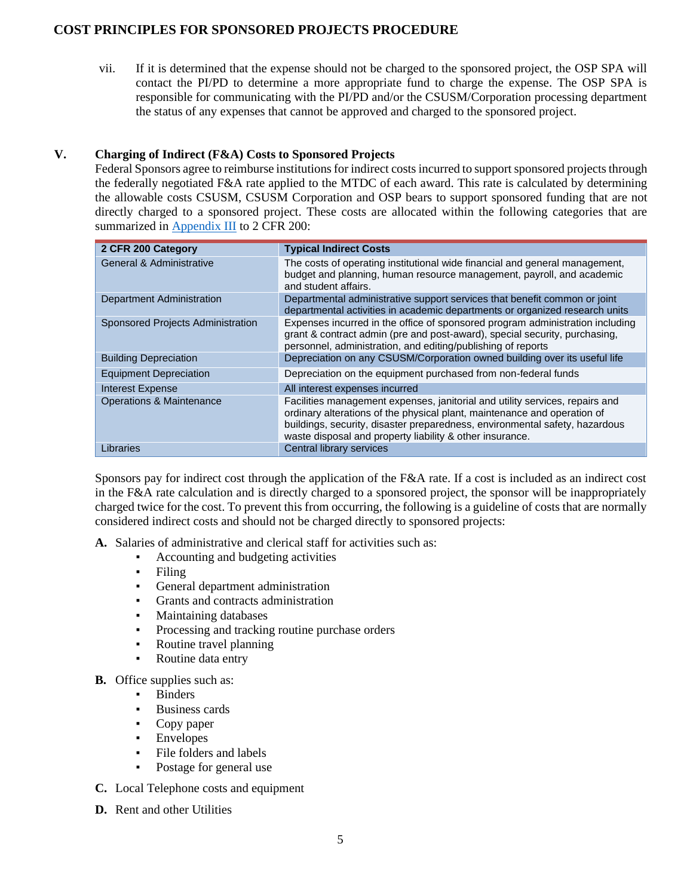vii. If it is determined that the expense should not be charged to the sponsored project, the OSP SPA will contact the PI/PD to determine a more appropriate fund to charge the expense. The OSP SPA is responsible for communicating with the PI/PD and/or the CSUSM/Corporation processing department the status of any expenses that cannot be approved and charged to the sponsored project.

## V. Charging of Indirect (F&A) Costs to Sponsored Projects

Federal Sponsors agree to reimburse institutions for indirect costs incurred to support sponsored projects through the federally negotiated F&A rate applied to the MTDC of each award. This rate is calculated by determining the allowable costs CSUSM, CSUSM Corporation and OSP bears to support sponsored funding that are not directly charged to a sponsored project. These costs are allocated within the following categories that are summarized in Appendix III to 2 CFR 200:

| 2 CFR 200 Category | Typical Indirect Costs |
|---|---|
| General & Administrative | The costs of operating institutional wide financial and general management, budget and planning, human resource management, payroll, and academic and student affairs. |
| Department Administration | Departmental administrative support services that benefit common or joint departmental activities in academic departments or organized research units |
| Sponsored Projects Administration | Expenses incurred in the office of sponsored program administration including grant & contract admin (pre and post-award), special security, purchasing, personnel, administration, and editing/publishing of reports |
| Building Depreciation | Depreciation on any CSUSM/Corporation owned building over its useful life |
| Equipment Depreciation | Depreciation on the equipment purchased from non-federal funds |
| Interest Expense | All interest expenses incurred |
| Operations & Maintenance | Facilities management expenses, janitorial and utility services, repairs and ordinary alterations of the physical plant, maintenance and operation of buildings, security, disaster preparedness, environmental safety, hazardous waste disposal and property liability & other insurance. |
| Libraries | Central library services |

Sponsors pay for indirect cost through the application of the F&A rate. If a cost is included as an indirect cost in the F&A rate calculation and is directly charged to a sponsored project, the sponsor will be inappropriately charged twice for the cost. To prevent this from occurring, the following is a guideline of costs that are normally considered indirect costs and should not be charged directly to sponsored projects:

**A.** Salaries of administrative and clerical staff for activities such as:

- Accounting and budgeting activities
- Filing
- General department administration
- Grants and contracts administration
- Maintaining databases
- Processing and tracking routine purchase orders
- Routine travel planning
- Routine data entry

**B.** Office supplies such as:

- Binders
- Business cards
- Copy paper
- Envelopes
- File folders and labels
- Postage for general use

**C.** Local Telephone costs and equipment

**D.** Rent and other Utilities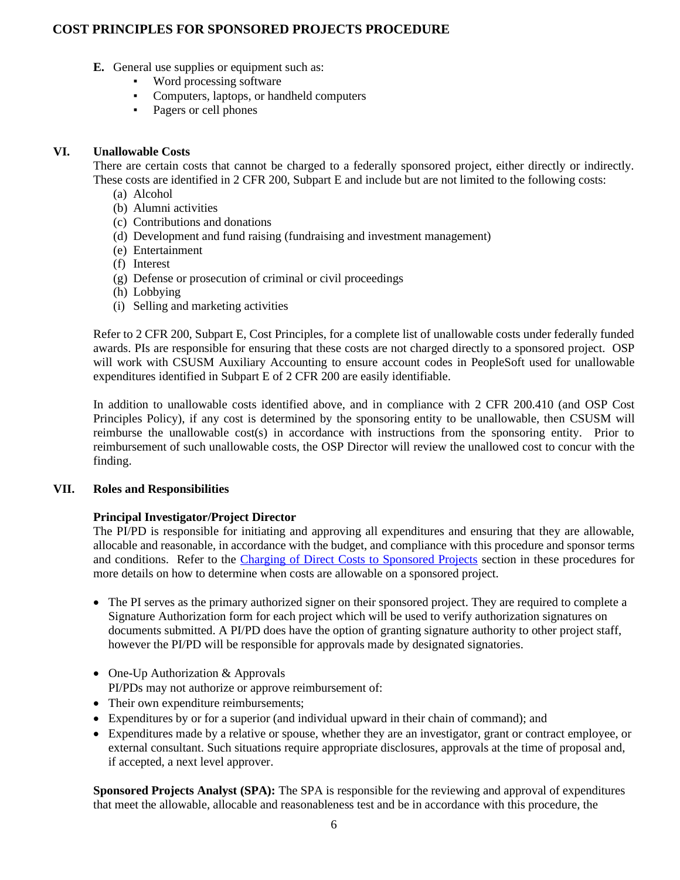**E.** General use supplies or equipment such as:

- Word processing software
- Computers, laptops, or handheld computers
- Pagers or cell phones

## VI. Unallowable Costs

There are certain costs that cannot be charged to a federally sponsored project, either directly or indirectly. These costs are identified in 2 CFR 200, Subpart E and include but are not limited to the following costs:

(a) Alcohol
(b) Alumni activities
(c) Contributions and donations
(d) Development and fund raising (fundraising and investment management)
(e) Entertainment
(f) Interest
(g) Defense or prosecution of criminal or civil proceedings
(h) Lobbying
(i) Selling and marketing activities

Refer to 2 CFR 200, Subpart E, Cost Principles, for a complete list of unallowable costs under federally funded awards. PIs are responsible for ensuring that these costs are not charged directly to a sponsored project. OSP will work with CSUSM Auxiliary Accounting to ensure account codes in PeopleSoft used for unallowable expenditures identified in Subpart E of 2 CFR 200 are easily identifiable.

In addition to unallowable costs identified above, and in compliance with 2 CFR 200.410 (and OSP Cost Principles Policy), if any cost is determined by the sponsoring entity to be unallowable, then CSUSM will reimburse the unallowable cost(s) in accordance with instructions from the sponsoring entity. Prior to reimbursement of such unallowable costs, the OSP Director will review the unallowed cost to concur with the finding.

## VII. Roles and Responsibilities

**Principal Investigator/Project Director**

The PI/PD is responsible for initiating and approving all expenditures and ensuring that they are allowable, allocable and reasonable, in accordance with the budget, and compliance with this procedure and sponsor terms and conditions. Refer to the Charging of Direct Costs to Sponsored Projects section in these procedures for more details on how to determine when costs are allowable on a sponsored project.

- The PI serves as the primary authorized signer on their sponsored project. They are required to complete a Signature Authorization form for each project which will be used to verify authorization signatures on documents submitted. A PI/PD does have the option of granting signature authority to other project staff, however the PI/PD will be responsible for approvals made by designated signatories.

- One-Up Authorization & Approvals
  PI/PDs may not authorize or approve reimbursement of:
- Their own expenditure reimbursements;
- Expenditures by or for a superior (and individual upward in their chain of command); and
- Expenditures made by a relative or spouse, whether they are an investigator, grant or contract employee, or external consultant. Such situations require appropriate disclosures, approvals at the time of proposal and, if accepted, a next level approver.

**Sponsored Projects Analyst (SPA):** The SPA is responsible for the reviewing and approval of expenditures that meet the allowable, allocable and reasonableness test and be in accordance with this procedure, the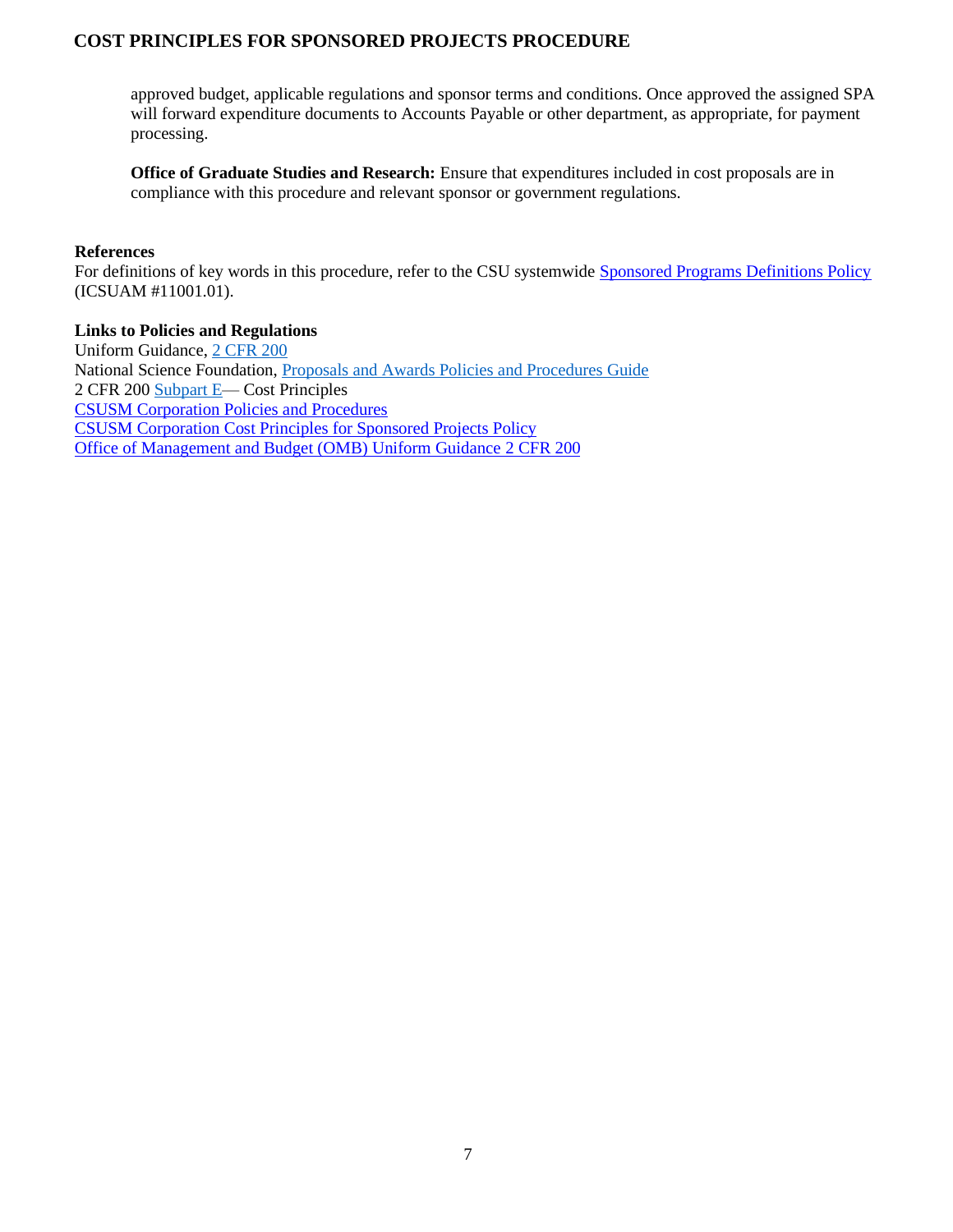approved budget, applicable regulations and sponsor terms and conditions. Once approved the assigned SPA will forward expenditure documents to Accounts Payable or other department, as appropriate, for payment processing.

**Office of Graduate Studies and Research:** Ensure that expenditures included in cost proposals are in compliance with this procedure and relevant sponsor or government regulations.

**References**

For definitions of key words in this procedure, refer to the CSU systemwide Sponsored Programs Definitions Policy (ICSUAM #11001.01).

**Links to Policies and Regulations**

Uniform Guidance, 2 CFR 200
National Science Foundation, Proposals and Awards Policies and Procedures Guide
2 CFR 200 Subpart E— Cost Principles
CSUSM Corporation Policies and Procedures
CSUSM Corporation Cost Principles for Sponsored Projects Policy
Office of Management and Budget (OMB) Uniform Guidance 2 CFR 200